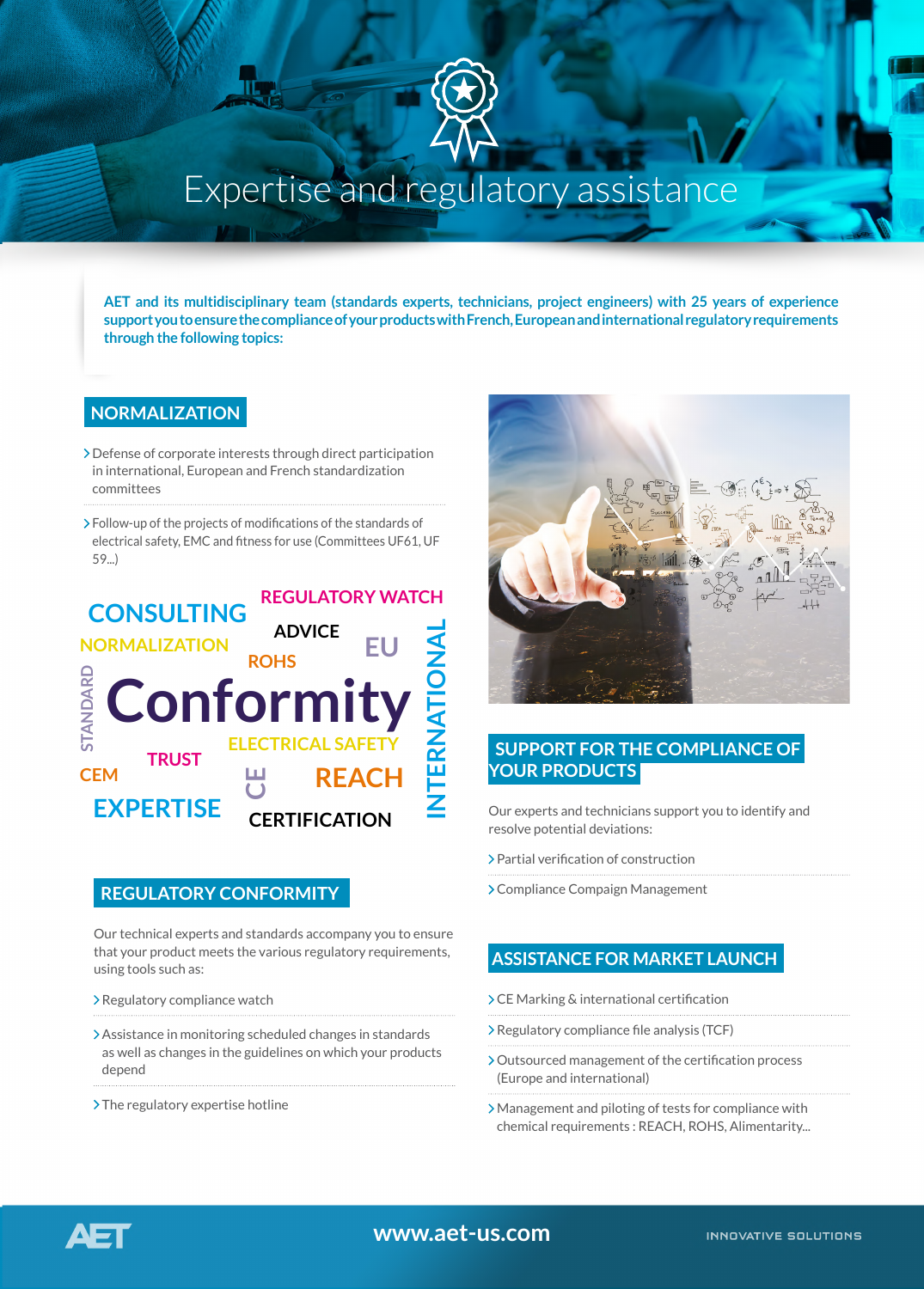# Expertise and regulatory assistance

**AET and its multidisciplinary team (standards experts, technicians, project engineers) with 25 years of experience support you to ensure the compliance of your products with French, European and international regulatory requirements through the following topics:**

## NORMALIZATION

- Defense of corporate interests through direct participation in international, European and French standardization committees
- Follow-up of the projects of modifications of the standards of electrical safety, EMC and fitness for use (Committees UF61, UF 59...)

## REGULATORY CONFORMITY

Our technical experts and standards accompany you to ensure that your product meets the various regulatory requirements, using tools such as:

- Regulatory compliance watch
- Assistance in monitoring scheduled changes in standards as well as changes in the guidelines on which your products depend
- The regulatory expertise hotline

## SUPPORT FOR THE COMPLIANCE OF YOUR PRODUCTS

Our experts and technicians support you to identify and resolve potential deviations:

- Partial verification of construction
- Compliance Compaign Management

## ASSISTANCE FOR MARKET LAUNCH

- CE Marking & international certification
- Regulatory compliance file analysis (TCF)
- Outsourced management of the certification process (Europe and international)
- Management and piloting of tests for compliance with chemical requirements : REACH, ROHS, Alimentarity...

www.aet-us.com

INNOVATIVE SOLUTIONS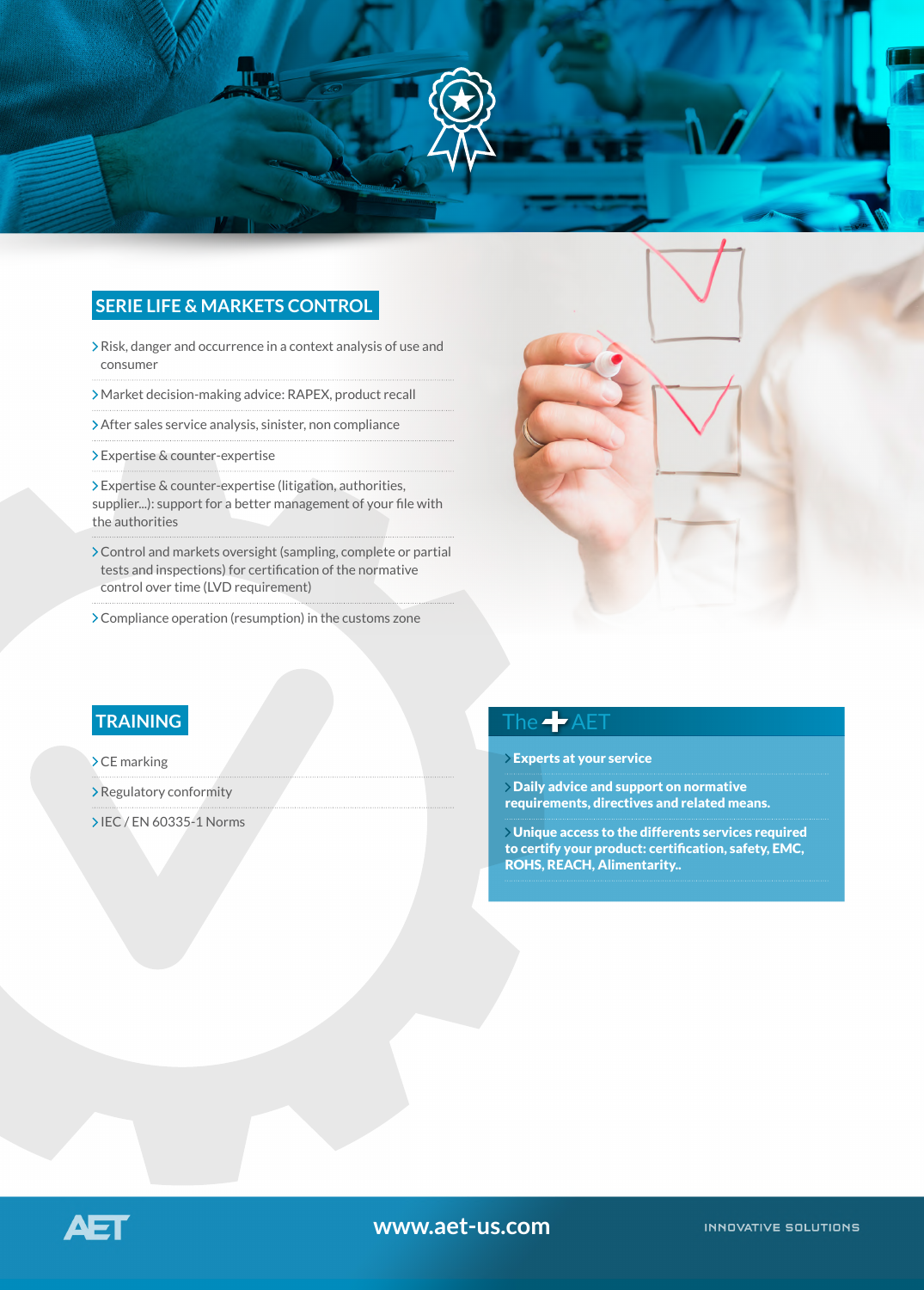## SERIE LIFE & MARKETS CONTROL

- Risk, danger and occurrence in a context analysis of use and consumer
- Market decision-making advice: RAPEX, product recall
- After sales service analysis, sinister, non compliance
- Expertise & counter-expertise
- Expertise & counter-expertise (litigation, authorities, supplier...): support for a better management of your file with the authorities
- Control and markets oversight (sampling, complete or partial tests and inspections) for certification of the normative control over time (LVD requirement)
- Compliance operation (resumption) in the customs zone

## TRAINING

- CE marking
- Regulatory conformity
- IEC / EN 60335-1 Norms

## The + AET

- **Experts at your service**
- **Daily advice and support on normative requirements, directives and related means.**
- **Unique access to the differents services required to certify your product: certification, safety, EMC, ROHS, REACH, Alimentarity..**

AET

www.aet-us.com

INNOVATIVE SOLUTIONS